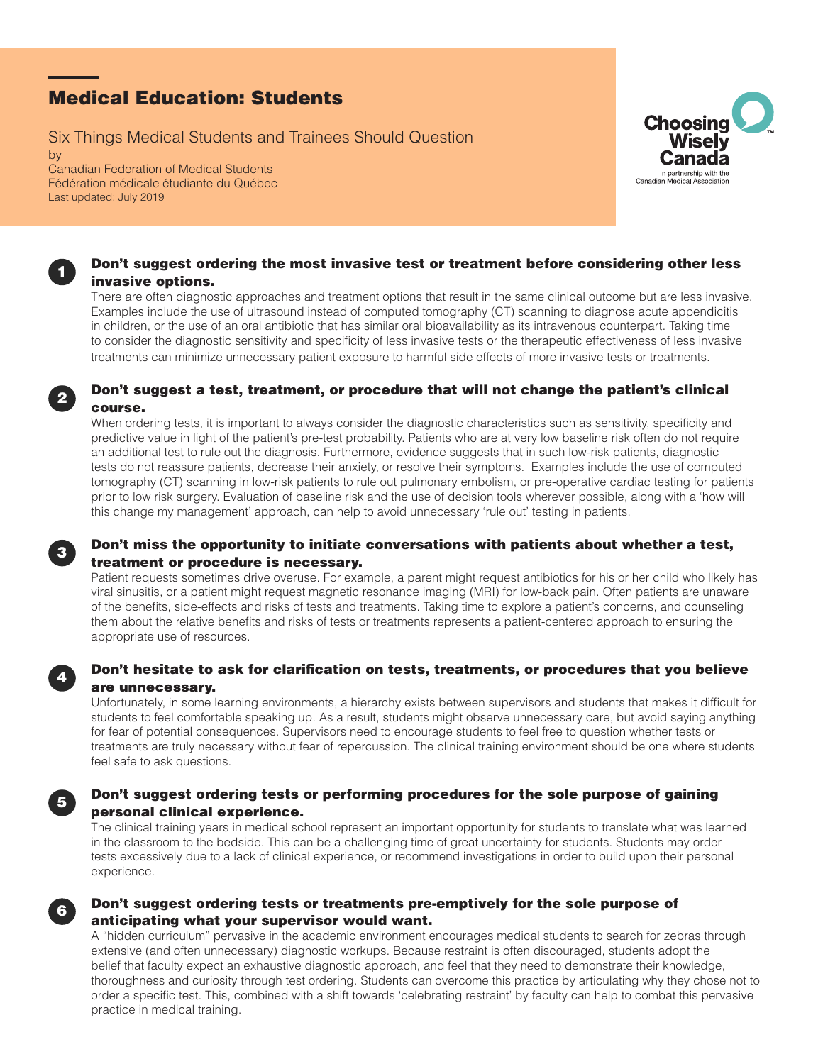# Medical Education: Students

Six Things Medical Students and Trainees Should Question

by

Canadian Federation of Medical Students

Fédération médicale étudiante du Québec

Last updated: July 2019

Choosing Wisely Canada

In partnership with the Canadian Medical Association

## 1 Don't suggest ordering the most invasive test or treatment before considering other less invasive options.

There are often diagnostic approaches and treatment options that result in the same clinical outcome but are less invasive. Examples include the use of ultrasound instead of computed tomography (CT) scanning to diagnose acute appendicitis in children, or the use of an oral antibiotic that has similar oral bioavailability as its intravenous counterpart. Taking time to consider the diagnostic sensitivity and specificity of less invasive tests or the therapeutic effectiveness of less invasive treatments can minimize unnecessary patient exposure to harmful side effects of more invasive tests or treatments.

## 2 Don't suggest a test, treatment, or procedure that will not change the patient's clinical course.

When ordering tests, it is important to always consider the diagnostic characteristics such as sensitivity, specificity and predictive value in light of the patient's pre-test probability. Patients who are at very low baseline risk often do not require an additional test to rule out the diagnosis. Furthermore, evidence suggests that in such low-risk patients, diagnostic tests do not reassure patients, decrease their anxiety, or resolve their symptoms. Examples include the use of computed tomography (CT) scanning in low-risk patients to rule out pulmonary embolism, or pre-operative cardiac testing for patients prior to low risk surgery. Evaluation of baseline risk and the use of decision tools wherever possible, along with a 'how will this change my management' approach, can help to avoid unnecessary 'rule out' testing in patients.

## 3 Don't miss the opportunity to initiate conversations with patients about whether a test, treatment or procedure is necessary.

Patient requests sometimes drive overuse. For example, a parent might request antibiotics for his or her child who likely has viral sinusitis, or a patient might request magnetic resonance imaging (MRI) for low-back pain. Often patients are unaware of the benefits, side-effects and risks of tests and treatments. Taking time to explore a patient's concerns, and counseling them about the relative benefits and risks of tests or treatments represents a patient-centered approach to ensuring the appropriate use of resources.

## 4 Don't hesitate to ask for clarification on tests, treatments, or procedures that you believe are unnecessary.

Unfortunately, in some learning environments, a hierarchy exists between supervisors and students that makes it difficult for students to feel comfortable speaking up. As a result, students might observe unnecessary care, but avoid saying anything for fear of potential consequences. Supervisors need to encourage students to feel free to question whether tests or treatments are truly necessary without fear of repercussion. The clinical training environment should be one where students feel safe to ask questions.

## 5 Don't suggest ordering tests or performing procedures for the sole purpose of gaining personal clinical experience.

The clinical training years in medical school represent an important opportunity for students to translate what was learned in the classroom to the bedside. This can be a challenging time of great uncertainty for students. Students may order tests excessively due to a lack of clinical experience, or recommend investigations in order to build upon their personal experience.

## 6 Don't suggest ordering tests or treatments pre-emptively for the sole purpose of anticipating what your supervisor would want.

A "hidden curriculum" pervasive in the academic environment encourages medical students to search for zebras through extensive (and often unnecessary) diagnostic workups. Because restraint is often discouraged, students adopt the belief that faculty expect an exhaustive diagnostic approach, and feel that they need to demonstrate their knowledge, thoroughness and curiosity through test ordering. Students can overcome this practice by articulating why they chose not to order a specific test. This, combined with a shift towards 'celebrating restraint' by faculty can help to combat this pervasive practice in medical training.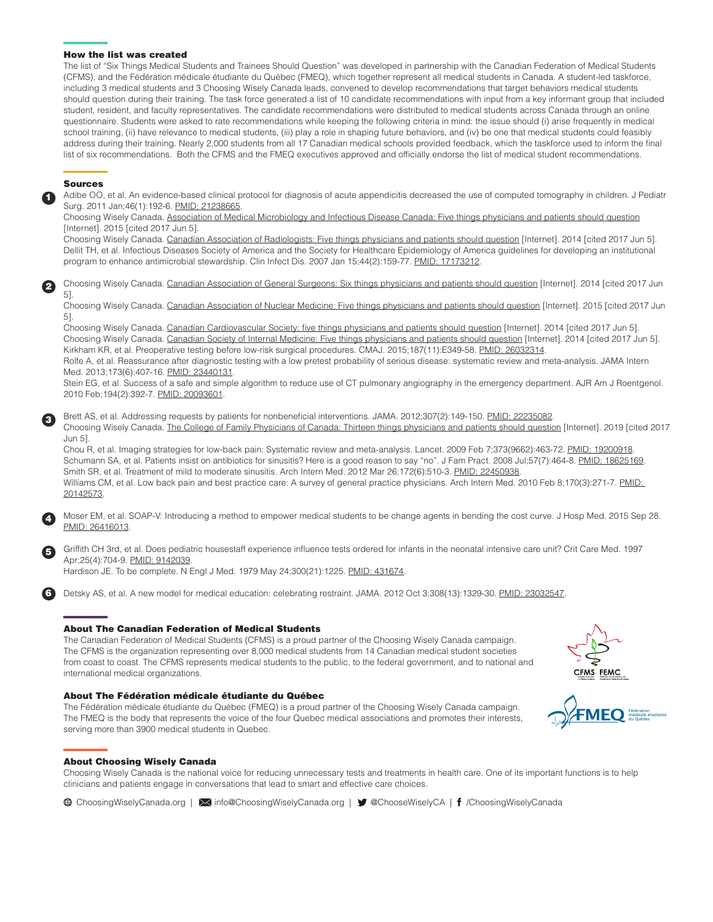## How the list was created

The list of "Six Things Medical Students and Trainees Should Question" was developed in partnership with the Canadian Federation of Medical Students (CFMS), and the Fédération médicale étudiante du Québec (FMEQ), which together represent all medical students in Canada. A student-led taskforce, including 3 medical students and 3 Choosing Wisely Canada leads, convened to develop recommendations that target behaviors medical students should question during their training. The task force generated a list of 10 candidate recommendations with input from a key informant group that included student, resident, and faculty representatives. The candidate recommendations were distributed to medical students across Canada through an online questionnaire. Students were asked to rate recommendations while keeping the following criteria in mind: the issue should (i) arise frequently in medical school training, (ii) have relevance to medical students, (iii) play a role in shaping future behaviors, and (iv) be one that medical students could feasibly address during their training. Nearly 2,000 students from all 17 Canadian medical schools provided feedback, which the taskforce used to inform the final list of six recommendations. Both the CFMS and the FMEQ executives approved and officially endorse the list of medical student recommendations.

## Sources

**1**

Adibe OO, et al. An evidence-based clinical protocol for diagnosis of acute appendicitis decreased the use of computed tomography in children. J Pediatr Surg. 2011 Jan;46(1):192-6. PMID: 21238665.

Choosing Wisely Canada. Association of Medical Microbiology and Infectious Disease Canada: Five things physicians and patients should question [Internet]. 2015 [cited 2017 Jun 5].

Choosing Wisely Canada. Canadian Association of Radiologists: Five things physicians and patients should question [Internet]. 2014 [cited 2017 Jun 5].

Dellit TH, et al. Infectious Diseases Society of America and the Society for Healthcare Epidemiology of America guidelines for developing an institutional program to enhance antimicrobial stewardship. Clin Infect Dis. 2007 Jan 15;44(2):159-77. PMID: 17173212.

**2**

Choosing Wisely Canada. Canadian Association of General Surgeons: Six things physicians and patients should question [Internet]. 2014 [cited 2017 Jun 5].

Choosing Wisely Canada. Canadian Association of Nuclear Medicine: Five things physicians and patients should question [Internet]. 2015 [cited 2017 Jun 5].

Choosing Wisely Canada. Canadian Cardiovascular Society: five things physicians and patients should question [Internet]. 2014 [cited 2017 Jun 5].

Choosing Wisely Canada. Canadian Society of Internal Medicine: Five things physicians and patients should question [Internet]. 2014 [cited 2017 Jun 5].

Kirkham KR, et al. Preoperative testing before low-risk surgical procedures. CMAJ. 2015;187(11):E349-58. PMID: 26032314.

Rolfe A, et al. Reassurance after diagnostic testing with a low pretest probability of serious disease: systematic review and meta-analysis. JAMA Intern Med. 2013;173(6):407-16. PMID: 23440131.

Stein EG, et al. Success of a safe and simple algorithm to reduce use of CT pulmonary angiography in the emergency department. AJR Am J Roentgenol. 2010 Feb;194(2):392-7. PMID: 20093601.

**3**

Brett AS, et al. Addressing requests by patients for nonbeneficial interventions. JAMA. 2012;307(2):149-150. PMID: 22235082.

Choosing Wisely Canada. The College of Family Physicians of Canada: Thirteen things physicians and patients should question [Internet]. 2019 [cited 2017 Jun 5].

Chou R, et al. Imaging strategies for low-back pain: Systematic review and meta-analysis. Lancet. 2009 Feb 7;373(9662):463-72. PMID: 19200918.

Schumann SA, et al. Patients insist on antibiotics for sinusitis? Here is a good reason to say "no". J Fam Pract. 2008 Jul;57(7):464-8. PMID: 18625169.

Smith SR, et al. Treatment of mild to moderate sinusitis. Arch Intern Med. 2012 Mar 26;172(6):510-3. PMID: 22450938.

Williams CM, et al. Low back pain and best practice care: A survey of general practice physicians. Arch Intern Med. 2010 Feb 8;170(3):271-7. PMID: 20142573.

**4**

Moser EM, et al. SOAP-V: Introducing a method to empower medical students to be change agents in bending the cost curve. J Hosp Med. 2015 Sep 28. PMID: 26416013.

**5**

Griffith CH 3rd, et al. Does pediatric housestaff experience influence tests ordered for infants in the neonatal intensive care unit? Crit Care Med. 1997 Apr;25(4):704-9. PMID: 9142039.

Hardison JE. To be complete. N Engl J Med. 1979 May 24;300(21):1225. PMID: 431674.

**6**

Detsky AS, et al. A new model for medical education: celebrating restraint. JAMA. 2012 Oct 3;308(13):1329-30. PMID: 23032547.

## About The Canadian Federation of Medical Students

The Canadian Federation of Medical Students (CFMS) is a proud partner of the Choosing Wisely Canada campaign. The CFMS is the organization representing over 8,000 medical students from 14 Canadian medical student societies from coast to coast. The CFMS represents medical students to the public, to the federal government, and to national and international medical organizations.

## About The Fédération médicale étudiante du Québec

The Fédération médicale étudiante du Québec (FMEQ) is a proud partner of the Choosing Wisely Canada campaign. The FMEQ is the body that represents the voice of the four Quebec medical associations and promotes their interests, serving more than 3900 medical students in Quebec.

## About Choosing Wisely Canada

Choosing Wisely Canada is the national voice for reducing unnecessary tests and treatments in health care. One of its important functions is to help clinicians and patients engage in conversations that lead to smart and effective care choices.

ChoosingWiselyCanada.org | info@ChoosingWiselyCanada.org | @ChooseWiselyCA | /ChoosingWiselyCanada